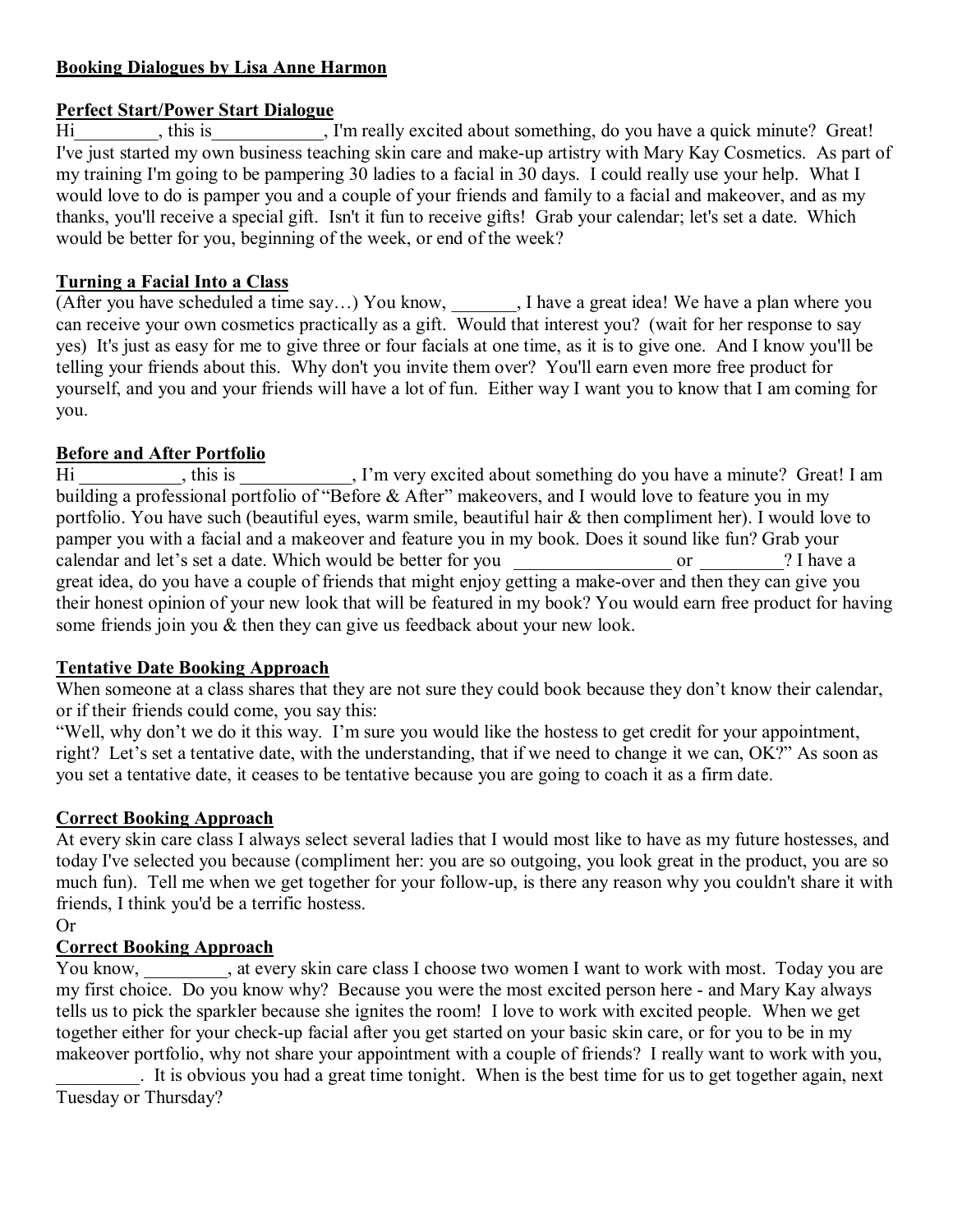**Booking Dialogues by Lisa Anne Harmon**

**Perfect Start/Power Start Dialogue**

Hi_________, this is____________, I'm really excited about something, do you have a quick minute? Great! I've just started my own business teaching skin care and make-up artistry with Mary Kay Cosmetics. As part of my training I'm going to be pampering 30 ladies to a facial in 30 days. I could really use your help. What I would love to do is pamper you and a couple of your friends and family to a facial and makeover, and as my thanks, you'll receive a special gift. Isn't it fun to receive gifts! Grab your calendar; let's set a date. Which would be better for you, beginning of the week, or end of the week?

**Turning a Facial Into a Class**

(After you have scheduled a time say…) You know, _______, I have a great idea! We have a plan where you can receive your own cosmetics practically as a gift. Would that interest you? (wait for her response to say yes) It's just as easy for me to give three or four facials at one time, as it is to give one. And I know you'll be telling your friends about this. Why don't you invite them over? You'll earn even more free product for yourself, and you and your friends will have a lot of fun. Either way I want you to know that I am coming for you.

**Before and After Portfolio**

Hi ___________, this is ____________, I'm very excited about something do you have a minute? Great! I am building a professional portfolio of "Before & After" makeovers, and I would love to feature you in my portfolio. You have such (beautiful eyes, warm smile, beautiful hair & then compliment her). I would love to pamper you with a facial and a makeover and feature you in my book. Does it sound like fun? Grab your calendar and let's set a date. Which would be better for you _________________ or _________? I have a great idea, do you have a couple of friends that might enjoy getting a make-over and then they can give you their honest opinion of your new look that will be featured in my book? You would earn free product for having some friends join you & then they can give us feedback about your new look.

**Tentative Date Booking Approach**

When someone at a class shares that they are not sure they could book because they don't know their calendar, or if their friends could come, you say this:

"Well, why don't we do it this way. I'm sure you would like the hostess to get credit for your appointment, right? Let's set a tentative date, with the understanding, that if we need to change it we can, OK?" As soon as you set a tentative date, it ceases to be tentative because you are going to coach it as a firm date.

**Correct Booking Approach**

At every skin care class I always select several ladies that I would most like to have as my future hostesses, and today I've selected you because (compliment her: you are so outgoing, you look great in the product, you are so much fun). Tell me when we get together for your follow-up, is there any reason why you couldn't share it with friends, I think you'd be a terrific hostess.

Or

**Correct Booking Approach**

You know, _________, at every skin care class I choose two women I want to work with most. Today you are my first choice. Do you know why? Because you were the most excited person here - and Mary Kay always tells us to pick the sparkler because she ignites the room! I love to work with excited people. When we get together either for your check-up facial after you get started on your basic skin care, or for you to be in my makeover portfolio, why not share your appointment with a couple of friends? I really want to work with you, _________. It is obvious you had a great time tonight. When is the best time for us to get together again, next Tuesday or Thursday?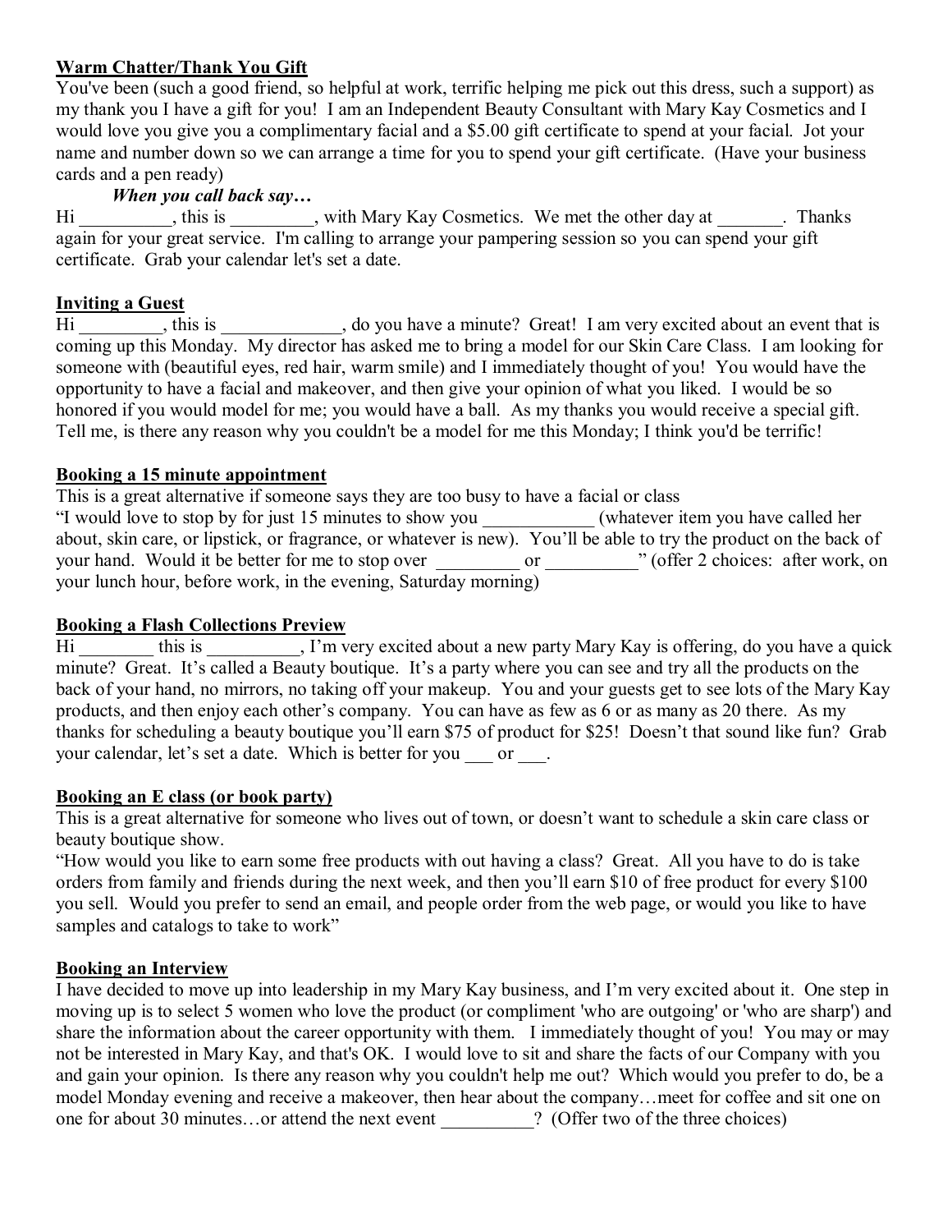**Warm Chatter/Thank You Gift**

You've been (such a good friend, so helpful at work, terrific helping me pick out this dress, such a support) as my thank you I have a gift for you! I am an Independent Beauty Consultant with Mary Kay Cosmetics and I would love you give you a complimentary facial and a $5.00 gift certificate to spend at your facial. Jot your name and number down so we can arrange a time for you to spend your gift certificate. (Have your business cards and a pen ready)

***When you call back say…***

Hi __________, this is _________, with Mary Kay Cosmetics. We met the other day at _______. Thanks again for your great service. I'm calling to arrange your pampering session so you can spend your gift certificate. Grab your calendar let's set a date.

**Inviting a Guest**

Hi _________, this is _____________, do you have a minute? Great! I am very excited about an event that is coming up this Monday. My director has asked me to bring a model for our Skin Care Class. I am looking for someone with (beautiful eyes, red hair, warm smile) and I immediately thought of you! You would have the opportunity to have a facial and makeover, and then give your opinion of what you liked. I would be so honored if you would model for me; you would have a ball. As my thanks you would receive a special gift. Tell me, is there any reason why you couldn't be a model for me this Monday; I think you'd be terrific!

**Booking a 15 minute appointment**

This is a great alternative if someone says they are too busy to have a facial or class

"I would love to stop by for just 15 minutes to show you ____________ (whatever item you have called her about, skin care, or lipstick, or fragrance, or whatever is new). You'll be able to try the product on the back of your hand. Would it be better for me to stop over _________ or __________" (offer 2 choices: after work, on your lunch hour, before work, in the evening, Saturday morning)

**Booking a Flash Collections Preview**

Hi ________ this is __________, I'm very excited about a new party Mary Kay is offering, do you have a quick minute? Great. It's called a Beauty boutique. It's a party where you can see and try all the products on the back of your hand, no mirrors, no taking off your makeup. You and your guests get to see lots of the Mary Kay products, and then enjoy each other's company. You can have as few as 6 or as many as 20 there. As my thanks for scheduling a beauty boutique you'll earn $75 of product for $25! Doesn't that sound like fun? Grab your calendar, let's set a date. Which is better for you ___ or ___.

**Booking an E class (or book party)**

This is a great alternative for someone who lives out of town, or doesn't want to schedule a skin care class or beauty boutique show.

"How would you like to earn some free products with out having a class? Great. All you have to do is take orders from family and friends during the next week, and then you'll earn $10 of free product for every $100 you sell. Would you prefer to send an email, and people order from the web page, or would you like to have samples and catalogs to take to work"

**Booking an Interview**

I have decided to move up into leadership in my Mary Kay business, and I'm very excited about it. One step in moving up is to select 5 women who love the product (or compliment 'who are outgoing' or 'who are sharp') and share the information about the career opportunity with them. I immediately thought of you! You may or may not be interested in Mary Kay, and that's OK. I would love to sit and share the facts of our Company with you and gain your opinion. Is there any reason why you couldn't help me out? Which would you prefer to do, be a model Monday evening and receive a makeover, then hear about the company…meet for coffee and sit one on one for about 30 minutes…or attend the next event __________? (Offer two of the three choices)